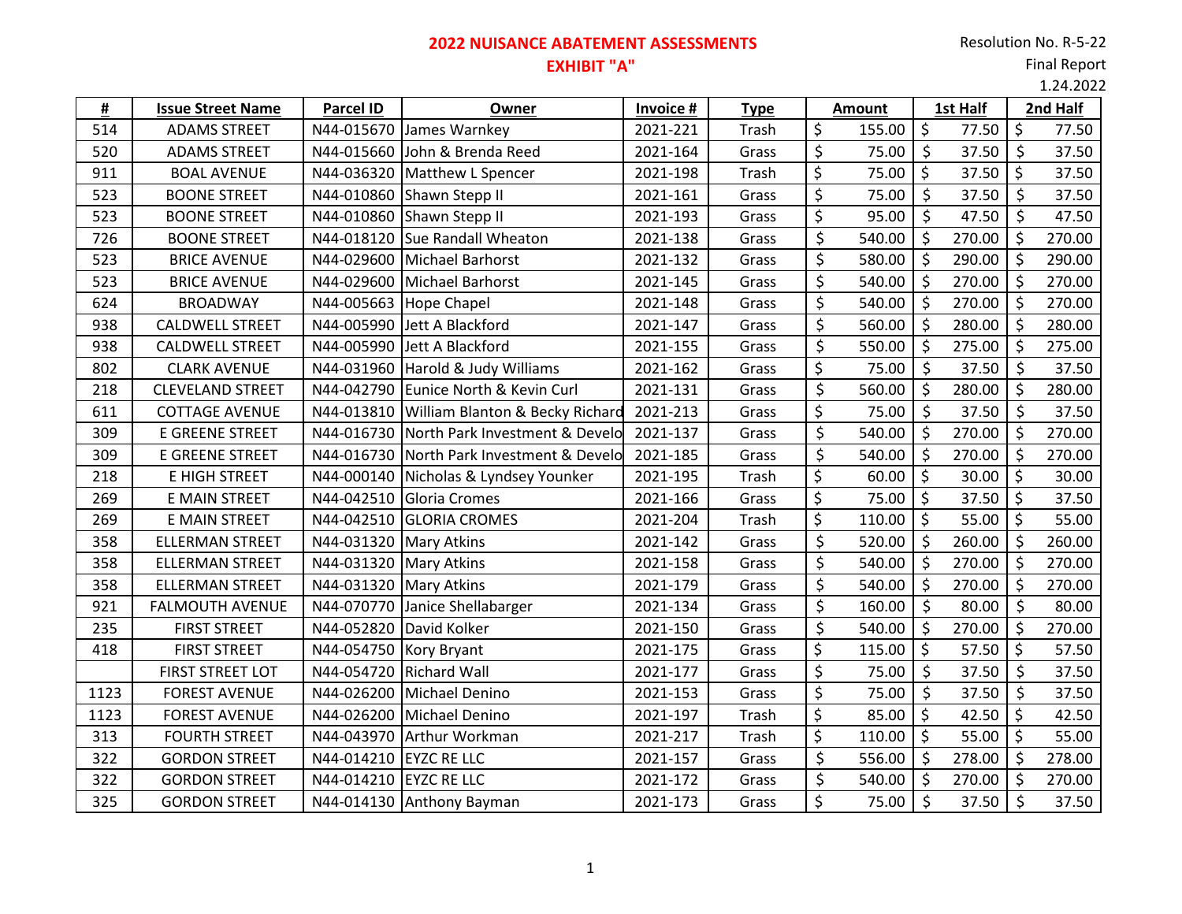# 2022 NUISANCE ABATEMENT ASSESSMENTS
## EXHIBIT "A"

Resolution No. R-5-22
Final Report
1.24.2022

| # | Issue Street Name | Parcel ID | Owner | Invoice # | Type | Amount | 1st Half | 2nd Half |
|---|---|---|---|---|---|---|---|---|
| 514 | ADAMS STREET | N44-015670 | James Warnkey | 2021-221 | Trash | $ 155.00 | $ 77.50 | $ 77.50 |
| 520 | ADAMS STREET | N44-015660 | John & Brenda Reed | 2021-164 | Grass | $ 75.00 | $ 37.50 | $ 37.50 |
| 911 | BOAL AVENUE | N44-036320 | Matthew L Spencer | 2021-198 | Trash | $ 75.00 | $ 37.50 | $ 37.50 |
| 523 | BOONE STREET | N44-010860 | Shawn Stepp II | 2021-161 | Grass | $ 75.00 | $ 37.50 | $ 37.50 |
| 523 | BOONE STREET | N44-010860 | Shawn Stepp II | 2021-193 | Grass | $ 95.00 | $ 47.50 | $ 47.50 |
| 726 | BOONE STREET | N44-018120 | Sue Randall Wheaton | 2021-138 | Grass | $ 540.00 | $ 270.00 | $ 270.00 |
| 523 | BRICE AVENUE | N44-029600 | Michael Barhorst | 2021-132 | Grass | $ 580.00 | $ 290.00 | $ 290.00 |
| 523 | BRICE AVENUE | N44-029600 | Michael Barhorst | 2021-145 | Grass | $ 540.00 | $ 270.00 | $ 270.00 |
| 624 | BROADWAY | N44-005663 | Hope Chapel | 2021-148 | Grass | $ 540.00 | $ 270.00 | $ 270.00 |
| 938 | CALDWELL STREET | N44-005990 | Jett A Blackford | 2021-147 | Grass | $ 560.00 | $ 280.00 | $ 280.00 |
| 938 | CALDWELL STREET | N44-005990 | Jett A Blackford | 2021-155 | Grass | $ 550.00 | $ 275.00 | $ 275.00 |
| 802 | CLARK AVENUE | N44-031960 | Harold & Judy Williams | 2021-162 | Grass | $ 75.00 | $ 37.50 | $ 37.50 |
| 218 | CLEVELAND STREET | N44-042790 | Eunice North & Kevin Curl | 2021-131 | Grass | $ 560.00 | $ 280.00 | $ 280.00 |
| 611 | COTTAGE AVENUE | N44-013810 | William Blanton & Becky Richard | 2021-213 | Grass | $ 75.00 | $ 37.50 | $ 37.50 |
| 309 | E GREENE STREET | N44-016730 | North Park Investment & Develo | 2021-137 | Grass | $ 540.00 | $ 270.00 | $ 270.00 |
| 309 | E GREENE STREET | N44-016730 | North Park Investment & Develo | 2021-185 | Grass | $ 540.00 | $ 270.00 | $ 270.00 |
| 218 | E HIGH STREET | N44-000140 | Nicholas & Lyndsey Younker | 2021-195 | Trash | $ 60.00 | $ 30.00 | $ 30.00 |
| 269 | E MAIN STREET | N44-042510 | Gloria Cromes | 2021-166 | Grass | $ 75.00 | $ 37.50 | $ 37.50 |
| 269 | E MAIN STREET | N44-042510 | GLORIA CROMES | 2021-204 | Trash | $ 110.00 | $ 55.00 | $ 55.00 |
| 358 | ELLERMAN STREET | N44-031320 | Mary Atkins | 2021-142 | Grass | $ 520.00 | $ 260.00 | $ 260.00 |
| 358 | ELLERMAN STREET | N44-031320 | Mary Atkins | 2021-158 | Grass | $ 540.00 | $ 270.00 | $ 270.00 |
| 358 | ELLERMAN STREET | N44-031320 | Mary Atkins | 2021-179 | Grass | $ 540.00 | $ 270.00 | $ 270.00 |
| 921 | FALMOUTH AVENUE | N44-070770 | Janice Shellabarger | 2021-134 | Grass | $ 160.00 | $ 80.00 | $ 80.00 |
| 235 | FIRST STREET | N44-052820 | David Kolker | 2021-150 | Grass | $ 540.00 | $ 270.00 | $ 270.00 |
| 418 | FIRST STREET | N44-054750 | Kory Bryant | 2021-175 | Grass | $ 115.00 | $ 57.50 | $ 57.50 |
| | FIRST STREET LOT | N44-054720 | Richard Wall | 2021-177 | Grass | $ 75.00 | $ 37.50 | $ 37.50 |
| 1123 | FOREST AVENUE | N44-026200 | Michael Denino | 2021-153 | Grass | $ 75.00 | $ 37.50 | $ 37.50 |
| 1123 | FOREST AVENUE | N44-026200 | Michael Denino | 2021-197 | Trash | $ 85.00 | $ 42.50 | $ 42.50 |
| 313 | FOURTH STREET | N44-043970 | Arthur Workman | 2021-217 | Trash | $ 110.00 | $ 55.00 | $ 55.00 |
| 322 | GORDON STREET | N44-014210 | EYZC RE LLC | 2021-157 | Grass | $ 556.00 | $ 278.00 | $ 278.00 |
| 322 | GORDON STREET | N44-014210 | EYZC RE LLC | 2021-172 | Grass | $ 540.00 | $ 270.00 | $ 270.00 |
| 325 | GORDON STREET | N44-014130 | Anthony Bayman | 2021-173 | Grass | $ 75.00 | $ 37.50 | $ 37.50 |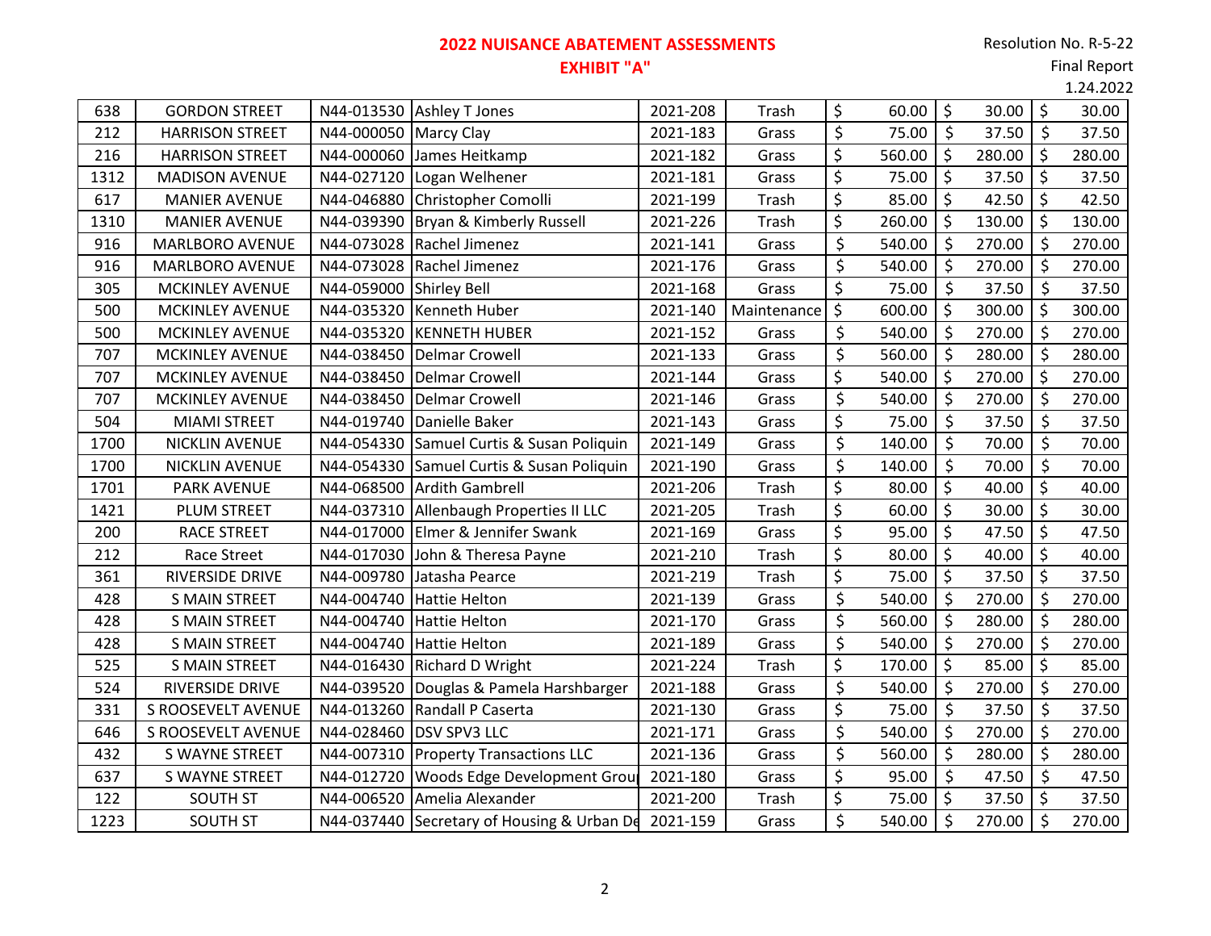## 2022 NUISANCE ABATEMENT ASSESSMENTS
## EXHIBIT "A"

Resolution No. R-5-22
Final Report
1.24.2022

| | | | | | | | | |
|---|---|---|---|---|---|---|---|---|
| 638 | GORDON STREET | N44-013530 | Ashley T Jones | 2021-208 | Trash | $ 60.00 | $ 30.00 | $ 30.00 |
| 212 | HARRISON STREET | N44-000050 | Marcy Clay | 2021-183 | Grass | $ 75.00 | $ 37.50 | $ 37.50 |
| 216 | HARRISON STREET | N44-000060 | James Heitkamp | 2021-182 | Grass | $ 560.00 | $ 280.00 | $ 280.00 |
| 1312 | MADISON AVENUE | N44-027120 | Logan Welhener | 2021-181 | Grass | $ 75.00 | $ 37.50 | $ 37.50 |
| 617 | MANIER AVENUE | N44-046880 | Christopher Comolli | 2021-199 | Trash | $ 85.00 | $ 42.50 | $ 42.50 |
| 1310 | MANIER AVENUE | N44-039390 | Bryan & Kimberly Russell | 2021-226 | Trash | $ 260.00 | $ 130.00 | $ 130.00 |
| 916 | MARLBORO AVENUE | N44-073028 | Rachel Jimenez | 2021-141 | Grass | $ 540.00 | $ 270.00 | $ 270.00 |
| 916 | MARLBORO AVENUE | N44-073028 | Rachel Jimenez | 2021-176 | Grass | $ 540.00 | $ 270.00 | $ 270.00 |
| 305 | MCKINLEY AVENUE | N44-059000 | Shirley Bell | 2021-168 | Grass | $ 75.00 | $ 37.50 | $ 37.50 |
| 500 | MCKINLEY AVENUE | N44-035320 | Kenneth Huber | 2021-140 | Maintenance | $ 600.00 | $ 300.00 | $ 300.00 |
| 500 | MCKINLEY AVENUE | N44-035320 | KENNETH HUBER | 2021-152 | Grass | $ 540.00 | $ 270.00 | $ 270.00 |
| 707 | MCKINLEY AVENUE | N44-038450 | Delmar Crowell | 2021-133 | Grass | $ 560.00 | $ 280.00 | $ 280.00 |
| 707 | MCKINLEY AVENUE | N44-038450 | Delmar Crowell | 2021-144 | Grass | $ 540.00 | $ 270.00 | $ 270.00 |
| 707 | MCKINLEY AVENUE | N44-038450 | Delmar Crowell | 2021-146 | Grass | $ 540.00 | $ 270.00 | $ 270.00 |
| 504 | MIAMI STREET | N44-019740 | Danielle Baker | 2021-143 | Grass | $ 75.00 | $ 37.50 | $ 37.50 |
| 1700 | NICKLIN AVENUE | N44-054330 | Samuel Curtis & Susan Poliquin | 2021-149 | Grass | $ 140.00 | $ 70.00 | $ 70.00 |
| 1700 | NICKLIN AVENUE | N44-054330 | Samuel Curtis & Susan Poliquin | 2021-190 | Grass | $ 140.00 | $ 70.00 | $ 70.00 |
| 1701 | PARK AVENUE | N44-068500 | Ardith Gambrell | 2021-206 | Trash | $ 80.00 | $ 40.00 | $ 40.00 |
| 1421 | PLUM STREET | N44-037310 | Allenbaugh Properties II LLC | 2021-205 | Trash | $ 60.00 | $ 30.00 | $ 30.00 |
| 200 | RACE STREET | N44-017000 | Elmer & Jennifer Swank | 2021-169 | Grass | $ 95.00 | $ 47.50 | $ 47.50 |
| 212 | Race Street | N44-017030 | John & Theresa Payne | 2021-210 | Trash | $ 80.00 | $ 40.00 | $ 40.00 |
| 361 | RIVERSIDE DRIVE | N44-009780 | Jatasha Pearce | 2021-219 | Trash | $ 75.00 | $ 37.50 | $ 37.50 |
| 428 | S MAIN STREET | N44-004740 | Hattie Helton | 2021-139 | Grass | $ 540.00 | $ 270.00 | $ 270.00 |
| 428 | S MAIN STREET | N44-004740 | Hattie Helton | 2021-170 | Grass | $ 560.00 | $ 280.00 | $ 280.00 |
| 428 | S MAIN STREET | N44-004740 | Hattie Helton | 2021-189 | Grass | $ 540.00 | $ 270.00 | $ 270.00 |
| 525 | S MAIN STREET | N44-016430 | Richard D Wright | 2021-224 | Trash | $ 170.00 | $ 85.00 | $ 85.00 |
| 524 | RIVERSIDE DRIVE | N44-039520 | Douglas & Pamela Harshbarger | 2021-188 | Grass | $ 540.00 | $ 270.00 | $ 270.00 |
| 331 | S ROOSEVELT AVENUE | N44-013260 | Randall P Caserta | 2021-130 | Grass | $ 75.00 | $ 37.50 | $ 37.50 |
| 646 | S ROOSEVELT AVENUE | N44-028460 | DSV SPV3 LLC | 2021-171 | Grass | $ 540.00 | $ 270.00 | $ 270.00 |
| 432 | S WAYNE STREET | N44-007310 | Property Transactions LLC | 2021-136 | Grass | $ 560.00 | $ 280.00 | $ 280.00 |
| 637 | S WAYNE STREET | N44-012720 | Woods Edge Development Grou | 2021-180 | Grass | $ 95.00 | $ 47.50 | $ 47.50 |
| 122 | SOUTH ST | N44-006520 | Amelia Alexander | 2021-200 | Trash | $ 75.00 | $ 37.50 | $ 37.50 |
| 1223 | SOUTH ST | N44-037440 | Secretary of Housing & Urban De | 2021-159 | Grass | $ 540.00 | $ 270.00 | $ 270.00 |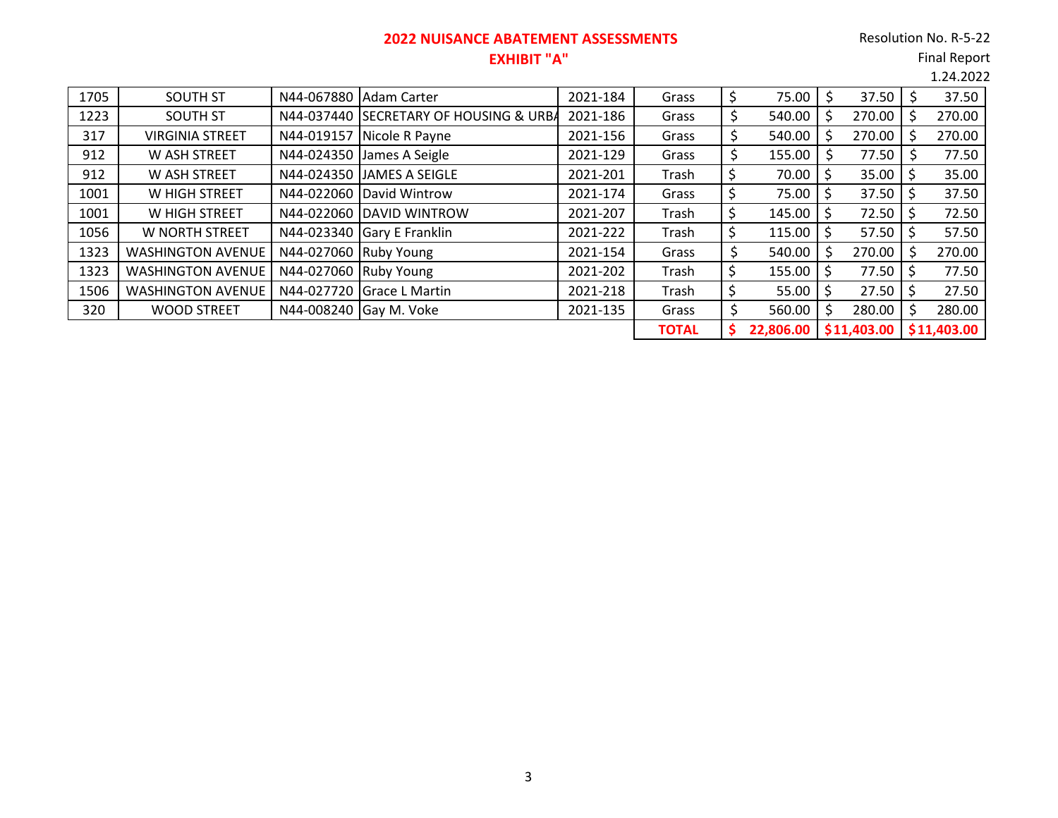# 2022 NUISANCE ABATEMENT ASSESSMENTS

## EXHIBIT "A"

Resolution No. R-5-22
Final Report
1.24.2022

| | | | | | | | | |
|---|---|---|---|---|---|---|---|---|
| 1705 | SOUTH ST | N44-067880 | Adam Carter | 2021-184 | Grass | $ 75.00 | $ 37.50 | $ 37.50 |
| 1223 | SOUTH ST | N44-037440 | SECRETARY OF HOUSING & URBA | 2021-186 | Grass | $ 540.00 | $ 270.00 | $ 270.00 |
| 317 | VIRGINIA STREET | N44-019157 | Nicole R Payne | 2021-156 | Grass | $ 540.00 | $ 270.00 | $ 270.00 |
| 912 | W ASH STREET | N44-024350 | James A Seigle | 2021-129 | Grass | $ 155.00 | $ 77.50 | $ 77.50 |
| 912 | W ASH STREET | N44-024350 | JAMES A SEIGLE | 2021-201 | Trash | $ 70.00 | $ 35.00 | $ 35.00 |
| 1001 | W HIGH STREET | N44-022060 | David Wintrow | 2021-174 | Grass | $ 75.00 | $ 37.50 | $ 37.50 |
| 1001 | W HIGH STREET | N44-022060 | DAVID WINTROW | 2021-207 | Trash | $ 145.00 | $ 72.50 | $ 72.50 |
| 1056 | W NORTH STREET | N44-023340 | Gary E Franklin | 2021-222 | Trash | $ 115.00 | $ 57.50 | $ 57.50 |
| 1323 | WASHINGTON AVENUE | N44-027060 | Ruby Young | 2021-154 | Grass | $ 540.00 | $ 270.00 | $ 270.00 |
| 1323 | WASHINGTON AVENUE | N44-027060 | Ruby Young | 2021-202 | Trash | $ 155.00 | $ 77.50 | $ 77.50 |
| 1506 | WASHINGTON AVENUE | N44-027720 | Grace L Martin | 2021-218 | Trash | $ 55.00 | $ 27.50 | $ 27.50 |
| 320 | WOOD STREET | N44-008240 | Gay M. Voke | 2021-135 | Grass | $ 560.00 | $ 280.00 | $ 280.00 |
| | | | | | **TOTAL** | **$ 22,806.00** | **$11,403.00** | **$11,403.00** |